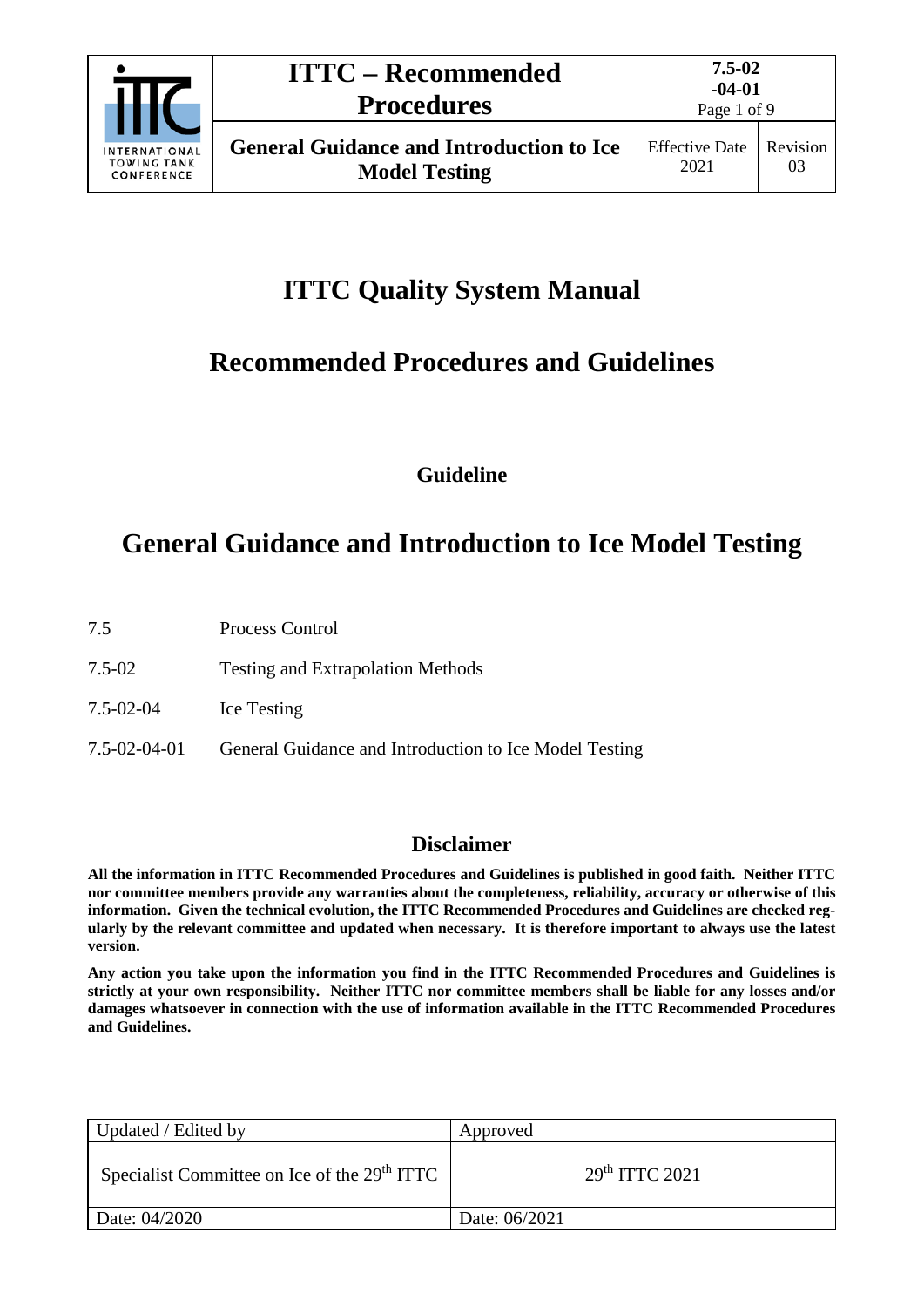# ITTC Quality System Manual

## Recommended Procedures and Guidelines

**Guideline**

## General Guidance and Introduction to Ice Model Testing

| | |
|---|---|
| 7.5 | Process Control |
| 7.5-02 | Testing and Extrapolation Methods |
| 7.5-02-04 | Ice Testing |
| 7.5-02-04-01 | General Guidance and Introduction to Ice Model Testing |

### Disclaimer

**All the information in ITTC Recommended Procedures and Guidelines is published in good faith. Neither ITTC nor committee members provide any warranties about the completeness, reliability, accuracy or otherwise of this information. Given the technical evolution, the ITTC Recommended Procedures and Guidelines are checked regularly by the relevant committee and updated when necessary. It is therefore important to always use the latest version.**

**Any action you take upon the information you find in the ITTC Recommended Procedures and Guidelines is strictly at your own responsibility. Neither ITTC nor committee members shall be liable for any losses and/or damages whatsoever in connection with the use of information available in the ITTC Recommended Procedures and Guidelines.**

| Updated / Edited by | Approved |
|---|---|
| Specialist Committee on Ice of the 29th ITTC | 29th ITTC 2021 |
| Date: 04/2020 | Date: 06/2021 |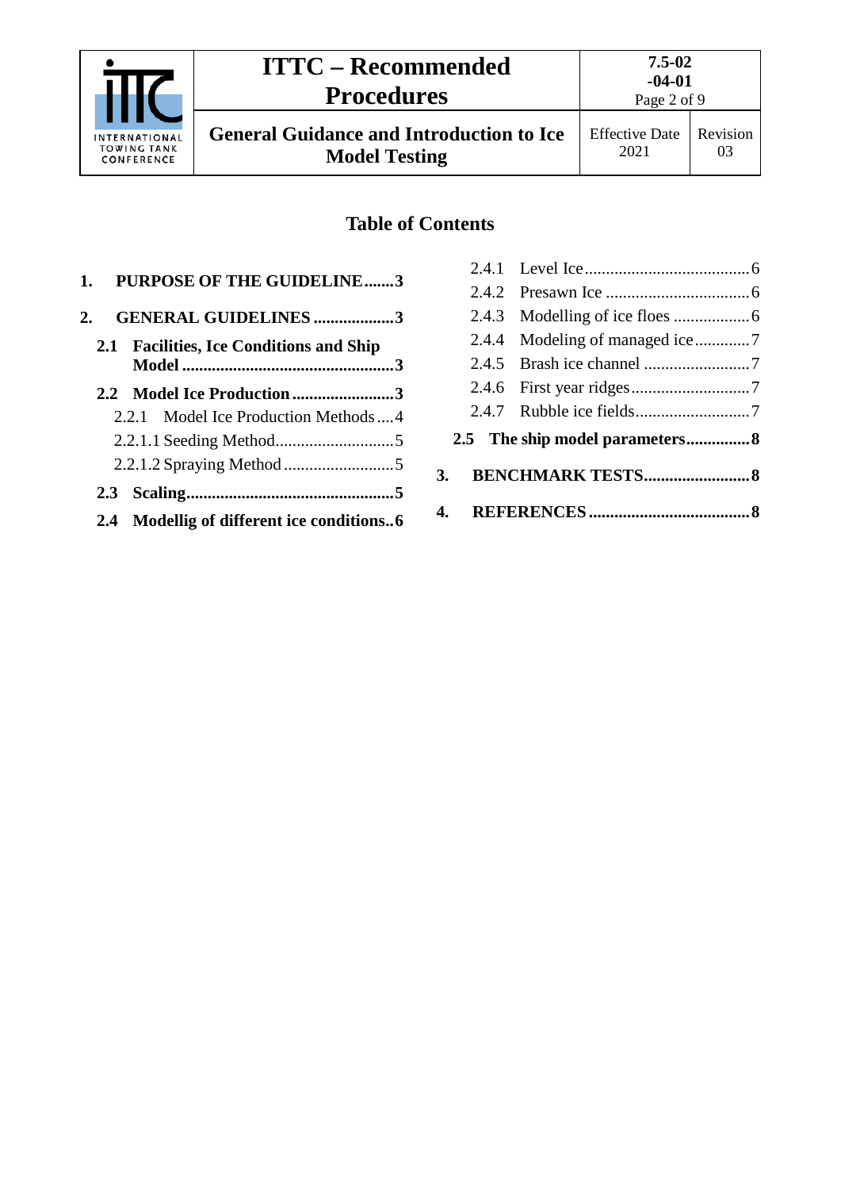## Table of Contents

**1. PURPOSE OF THE GUIDELINE.......3**

**2. GENERAL GUIDELINES ...................3**

- **2.1 Facilities, Ice Conditions and Ship Model ..................................................3**
- **2.2 Model Ice Production ........................3**
  - 2.2.1 Model Ice Production Methods ....4
  - 2.2.1.1 Seeding Method............................5
  - 2.2.1.2 Spraying Method ..........................5
- **2.3 Scaling.................................................5**
- **2.4 Modellig of different ice conditions..6**
  - 2.4.1 Level Ice.......................................6
  - 2.4.2 Presawn Ice ..................................6
  - 2.4.3 Modelling of ice floes ..................6
  - 2.4.4 Modeling of managed ice.............7
  - 2.4.5 Brash ice channel .........................7
  - 2.4.6 First year ridges............................7
  - 2.4.7 Rubble ice fields...........................7
- **2.5 The ship model parameters...............8**

**3. BENCHMARK TESTS.........................8**

**4. REFERENCES ......................................8**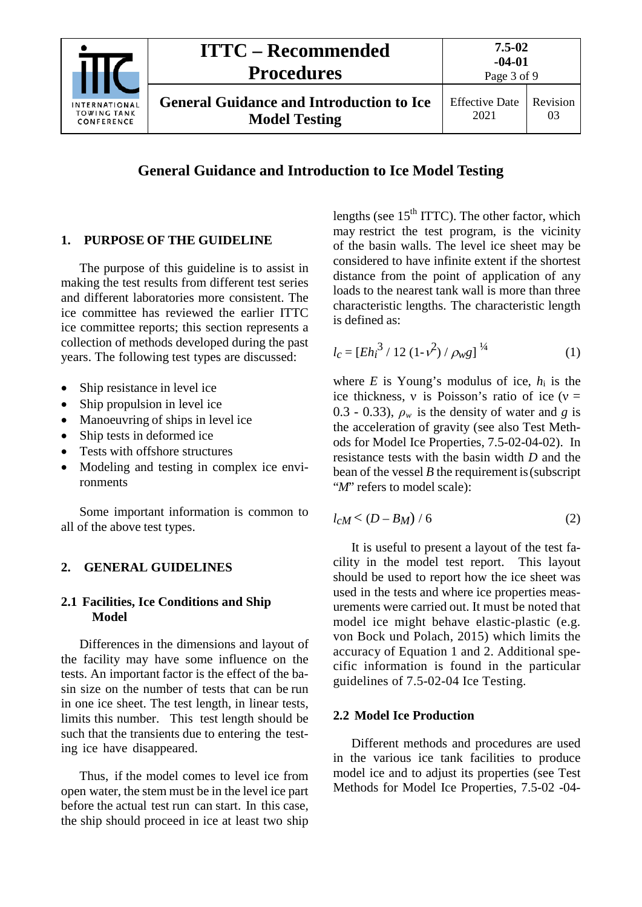# General Guidance and Introduction to Ice Model Testing

## 1. PURPOSE OF THE GUIDELINE

The purpose of this guideline is to assist in making the test results from different test series and different laboratories more consistent. The ice committee has reviewed the earlier ITTC ice committee reports; this section represents a collection of methods developed during the past years. The following test types are discussed:

- Ship resistance in level ice
- Ship propulsion in level ice
- Manoeuvring of ships in level ice
- Ship tests in deformed ice
- Tests with offshore structures
- Modeling and testing in complex ice environments

Some important information is common to all of the above test types.

## 2. GENERAL GUIDELINES

### 2.1 Facilities, Ice Conditions and Ship Model

Differences in the dimensions and layout of the facility may have some influence on the tests. An important factor is the effect of the basin size on the number of tests that can be run in one ice sheet. The test length, in linear tests, limits this number. This test length should be such that the transients due to entering the testing ice have disappeared.

Thus, if the model comes to level ice from open water, the stem must be in the level ice part before the actual test run can start. In this case, the ship should proceed in ice at least two ship lengths (see 15th ITTC). The other factor, which may restrict the test program, is the vicinity of the basin walls. The level ice sheet may be considered to have infinite extent if the shortest distance from the point of application of any loads to the nearest tank wall is more than three characteristic lengths. The characteristic length is defined as:

$$l_c = [E h_i^3 / 12\,(1-\nu^2) / \rho_w g]^{1/4} \tag{1}$$

where $E$ is Young's modulus of ice, $h_i$ is the ice thickness, ν is Poisson's ratio of ice (ν = 0.3 - 0.33), $\rho_w$ is the density of water and $g$ is the acceleration of gravity (see also Test Methods for Model Ice Properties, 7.5-02-04-02). In resistance tests with the basin width $D$ and the bean of the vessel $B$ the requirement is (subscript "$M$" refers to model scale):

$$l_{cM} < (D - B_M) / 6 \tag{2}$$

It is useful to present a layout of the test facility in the model test report. This layout should be used to report how the ice sheet was used in the tests and where ice properties measurements were carried out. It must be noted that model ice might behave elastic-plastic (e.g. von Bock und Polach, 2015) which limits the accuracy of Equation 1 and 2. Additional specific information is found in the particular guidelines of 7.5-02-04 Ice Testing.

### 2.2 Model Ice Production

Different methods and procedures are used in the various ice tank facilities to produce model ice and to adjust its properties (see Test Methods for Model Ice Properties, 7.5-02 -04-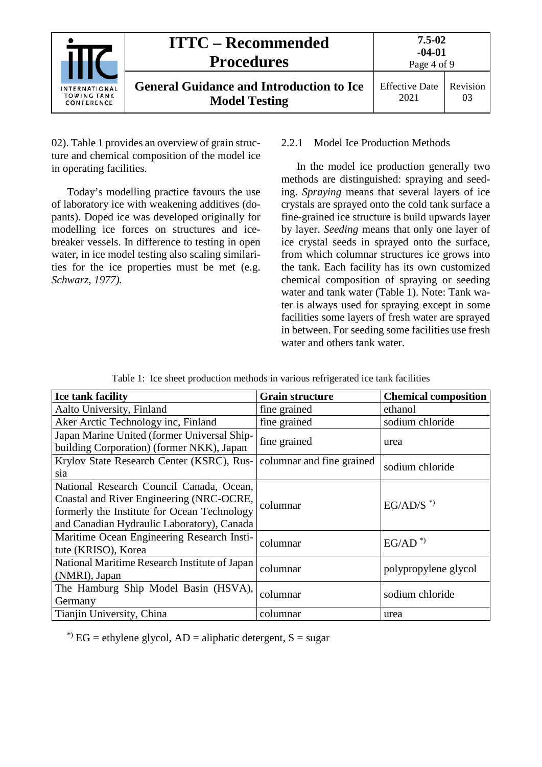02). Table 1 provides an overview of grain structure and chemical composition of the model ice in operating facilities.

Today's modelling practice favours the use of laboratory ice with weakening additives (dopants). Doped ice was developed originally for modelling ice forces on structures and icebreaker vessels. In difference to testing in open water, in ice model testing also scaling similarities for the ice properties must be met (e.g. *Schwarz, 1977).*

### 2.2.1 Model Ice Production Methods

In the model ice production generally two methods are distinguished: spraying and seeding. *Spraying* means that several layers of ice crystals are sprayed onto the cold tank surface a fine-grained ice structure is build upwards layer by layer. *Seeding* means that only one layer of ice crystal seeds in sprayed onto the surface, from which columnar structures ice grows into the tank. Each facility has its own customized chemical composition of spraying or seeding water and tank water (Table 1). Note: Tank water is always used for spraying except in some facilities some layers of fresh water are sprayed in between. For seeding some facilities use fresh water and others tank water.

Table 1: Ice sheet production methods in various refrigerated ice tank facilities

| Ice tank facility | Grain structure | Chemical composition |
|---|---|---|
| Aalto University, Finland | fine grained | ethanol |
| Aker Arctic Technology inc, Finland | fine grained | sodium chloride |
| Japan Marine United (former Universal Shipbuilding Corporation) (former NKK), Japan | fine grained | urea |
| Krylov State Research Center (KSRC), Russia | columnar and fine grained | sodium chloride |
| National Research Council Canada, Ocean, Coastal and River Engineering (NRC-OCRE, formerly the Institute for Ocean Technology and Canadian Hydraulic Laboratory), Canada | columnar | EG/AD/S [*)] |
| Maritime Ocean Engineering Research Institute (KRISO), Korea | columnar | EG/AD [*)] |
| National Maritime Research Institute of Japan (NMRI), Japan | columnar | polypropylene glycol |
| The Hamburg Ship Model Basin (HSVA), Germany | columnar | sodium chloride |
| Tianjin University, China | columnar | urea |

[*)] EG = ethylene glycol, AD = aliphatic detergent, S = sugar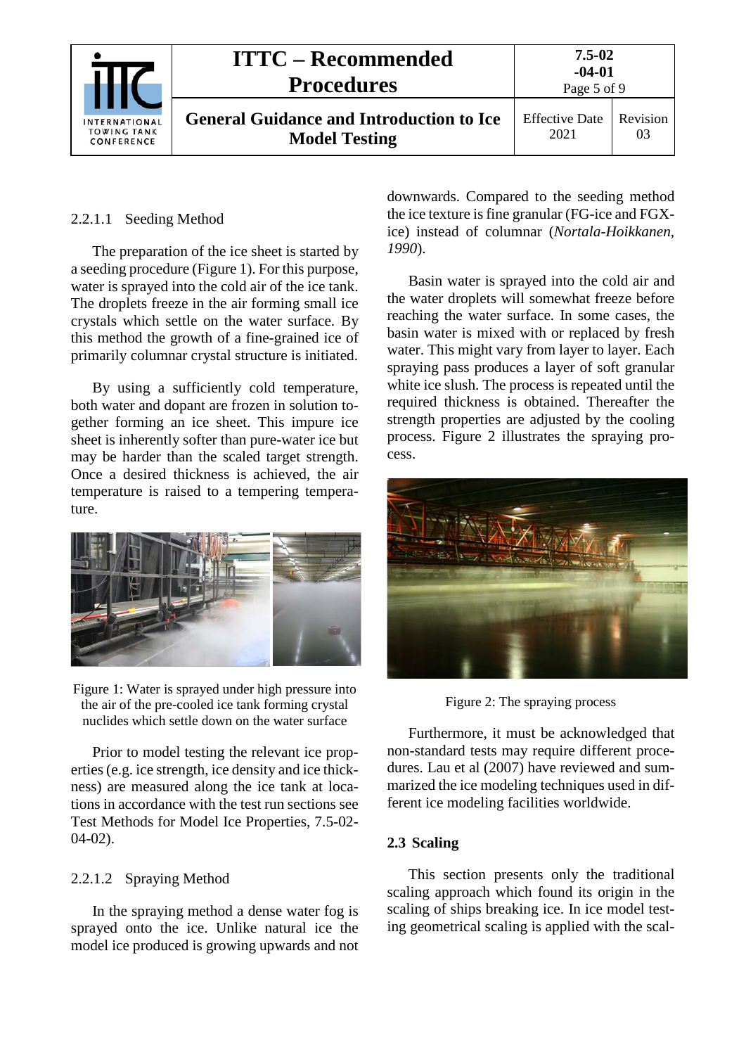#### 2.2.1.1 Seeding Method

The preparation of the ice sheet is started by a seeding procedure (Figure 1). For this purpose, water is sprayed into the cold air of the ice tank. The droplets freeze in the air forming small ice crystals which settle on the water surface. By this method the growth of a fine-grained ice of primarily columnar crystal structure is initiated.

By using a sufficiently cold temperature, both water and dopant are frozen in solution together forming an ice sheet. This impure ice sheet is inherently softer than pure-water ice but may be harder than the scaled target strength. Once a desired thickness is achieved, the air temperature is raised to a tempering temperature.

Figure 1: Water is sprayed under high pressure into the air of the pre-cooled ice tank forming crystal nuclides which settle down on the water surface

Prior to model testing the relevant ice properties (e.g. ice strength, ice density and ice thickness) are measured along the ice tank at locations in accordance with the test run sections see Test Methods for Model Ice Properties, 7.5-02-04-02).

#### 2.2.1.2 Spraying Method

In the spraying method a dense water fog is sprayed onto the ice. Unlike natural ice the model ice produced is growing upwards and not downwards. Compared to the seeding method the ice texture is fine granular (FG-ice and FGX-ice) instead of columnar (*Nortala-Hoikkanen, 1990*).

Basin water is sprayed into the cold air and the water droplets will somewhat freeze before reaching the water surface. In some cases, the basin water is mixed with or replaced by fresh water. This might vary from layer to layer. Each spraying pass produces a layer of soft granular white ice slush. The process is repeated until the required thickness is obtained. Thereafter the strength properties are adjusted by the cooling process. Figure 2 illustrates the spraying process.

Figure 2: The spraying process

Furthermore, it must be acknowledged that non-standard tests may require different procedures. Lau et al (2007) have reviewed and summarized the ice modeling techniques used in different ice modeling facilities worldwide.

### 2.3 Scaling

This section presents only the traditional scaling approach which found its origin in the scaling of ships breaking ice. In ice model testing geometrical scaling is applied with the scal-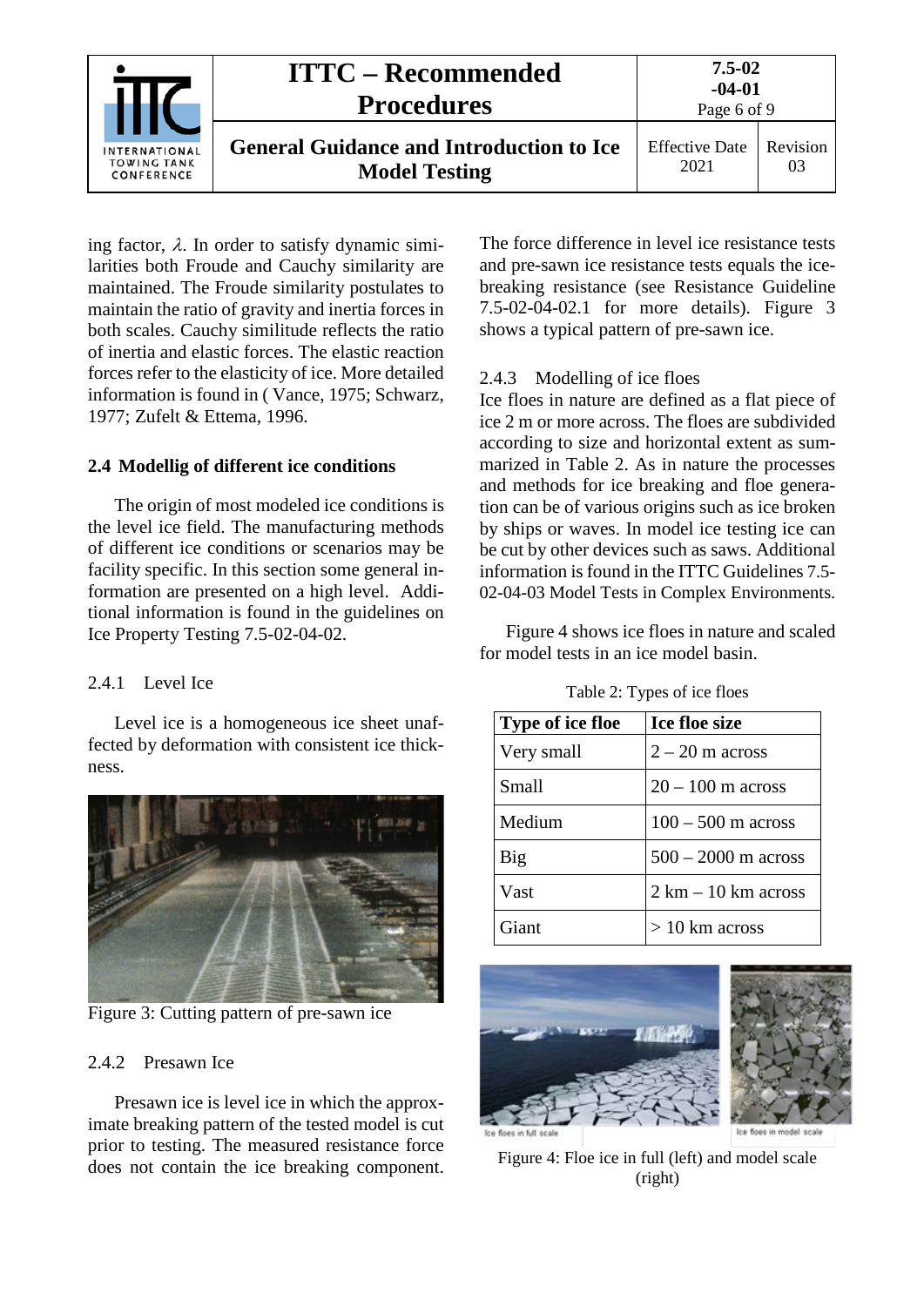ing factor, $\lambda$. In order to satisfy dynamic similarities both Froude and Cauchy similarity are maintained. The Froude similarity postulates to maintain the ratio of gravity and inertia forces in both scales. Cauchy similitude reflects the ratio of inertia and elastic forces. The elastic reaction forces refer to the elasticity of ice. More detailed information is found in ( Vance, 1975; Schwarz, 1977; Zufelt & Ettema, 1996.

## 2.4 Modellig of different ice conditions

The origin of most modeled ice conditions is the level ice field. The manufacturing methods of different ice conditions or scenarios may be facility specific. In this section some general information are presented on a high level. Additional information is found in the guidelines on Ice Property Testing 7.5-02-04-02.

### 2.4.1 Level Ice

Level ice is a homogeneous ice sheet unaffected by deformation with consistent ice thickness.

Figure 3: Cutting pattern of pre-sawn ice

### 2.4.2 Presawn Ice

Presawn ice is level ice in which the approximate breaking pattern of the tested model is cut prior to testing. The measured resistance force does not contain the ice breaking component. The force difference in level ice resistance tests and pre-sawn ice resistance tests equals the ice-breaking resistance (see Resistance Guideline 7.5-02-04-02.1 for more details). Figure 3 shows a typical pattern of pre-sawn ice.

### 2.4.3 Modelling of ice floes

Ice floes in nature are defined as a flat piece of ice 2 m or more across. The floes are subdivided according to size and horizontal extent as summarized in Table 2. As in nature the processes and methods for ice breaking and floe generation can be of various origins such as ice broken by ships or waves. In model ice testing ice can be cut by other devices such as saws. Additional information is found in the ITTC Guidelines 7.5-02-04-03 Model Tests in Complex Environments.

Figure 4 shows ice floes in nature and scaled for model tests in an ice model basin.

Table 2: Types of ice floes

| Type of ice floe | Ice floe size |
|---|---|
| Very small | 2 – 20 m across |
| Small | 20 – 100 m across |
| Medium | 100 – 500 m across |
| Big | 500 – 2000 m across |
| Vast | 2 km – 10 km across |
| Giant | > 10 km across |

Figure 4: Floe ice in full (left) and model scale (right)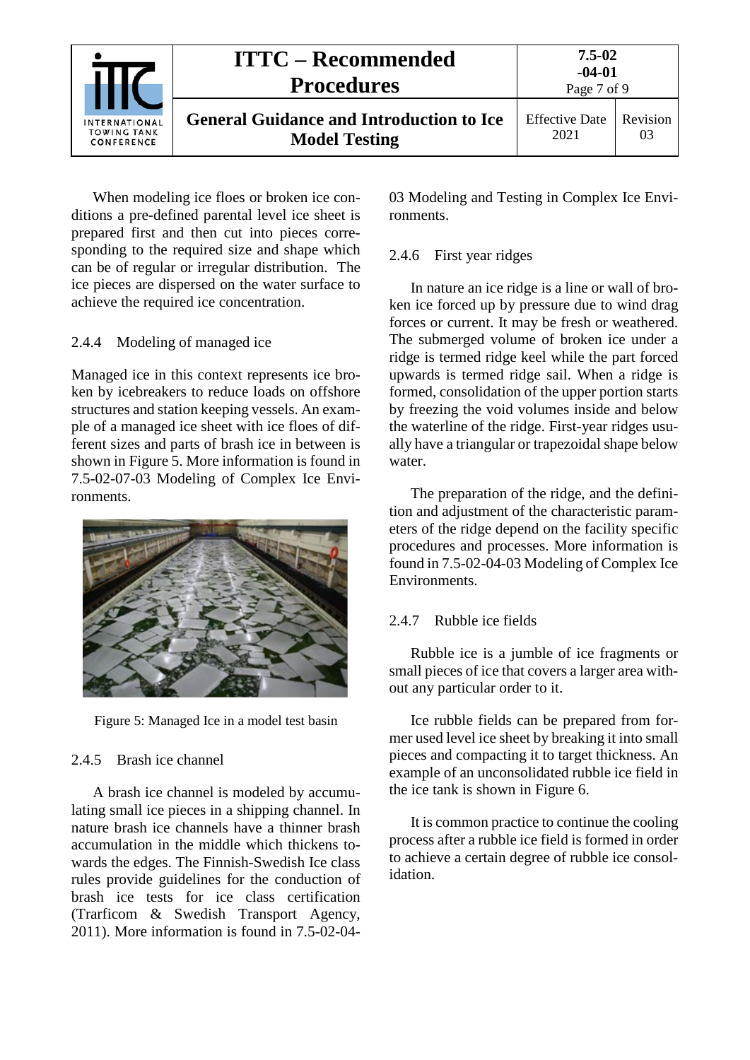When modeling ice floes or broken ice conditions a pre-defined parental level ice sheet is prepared first and then cut into pieces corresponding to the required size and shape which can be of regular or irregular distribution. The ice pieces are dispersed on the water surface to achieve the required ice concentration.

### 2.4.4 Modeling of managed ice

Managed ice in this context represents ice broken by icebreakers to reduce loads on offshore structures and station keeping vessels. An example of a managed ice sheet with ice floes of different sizes and parts of brash ice in between is shown in Figure 5. More information is found in 7.5-02-07-03 Modeling of Complex Ice Environments.

Figure 5: Managed Ice in a model test basin

### 2.4.5 Brash ice channel

A brash ice channel is modeled by accumulating small ice pieces in a shipping channel. In nature brash ice channels have a thinner brash accumulation in the middle which thickens towards the edges. The Finnish-Swedish Ice class rules provide guidelines for the conduction of brash ice tests for ice class certification (Trarficom & Swedish Transport Agency, 2011). More information is found in 7.5-02-04-03 Modeling and Testing in Complex Ice Environments.

### 2.4.6 First year ridges

In nature an ice ridge is a line or wall of broken ice forced up by pressure due to wind drag forces or current. It may be fresh or weathered. The submerged volume of broken ice under a ridge is termed ridge keel while the part forced upwards is termed ridge sail. When a ridge is formed, consolidation of the upper portion starts by freezing the void volumes inside and below the waterline of the ridge. First-year ridges usually have a triangular or trapezoidal shape below water.

The preparation of the ridge, and the definition and adjustment of the characteristic parameters of the ridge depend on the facility specific procedures and processes. More information is found in 7.5-02-04-03 Modeling of Complex Ice Environments.

### 2.4.7 Rubble ice fields

Rubble ice is a jumble of ice fragments or small pieces of ice that covers a larger area without any particular order to it.

Ice rubble fields can be prepared from former used level ice sheet by breaking it into small pieces and compacting it to target thickness. An example of an unconsolidated rubble ice field in the ice tank is shown in Figure 6.

It is common practice to continue the cooling process after a rubble ice field is formed in order to achieve a certain degree of rubble ice consolidation.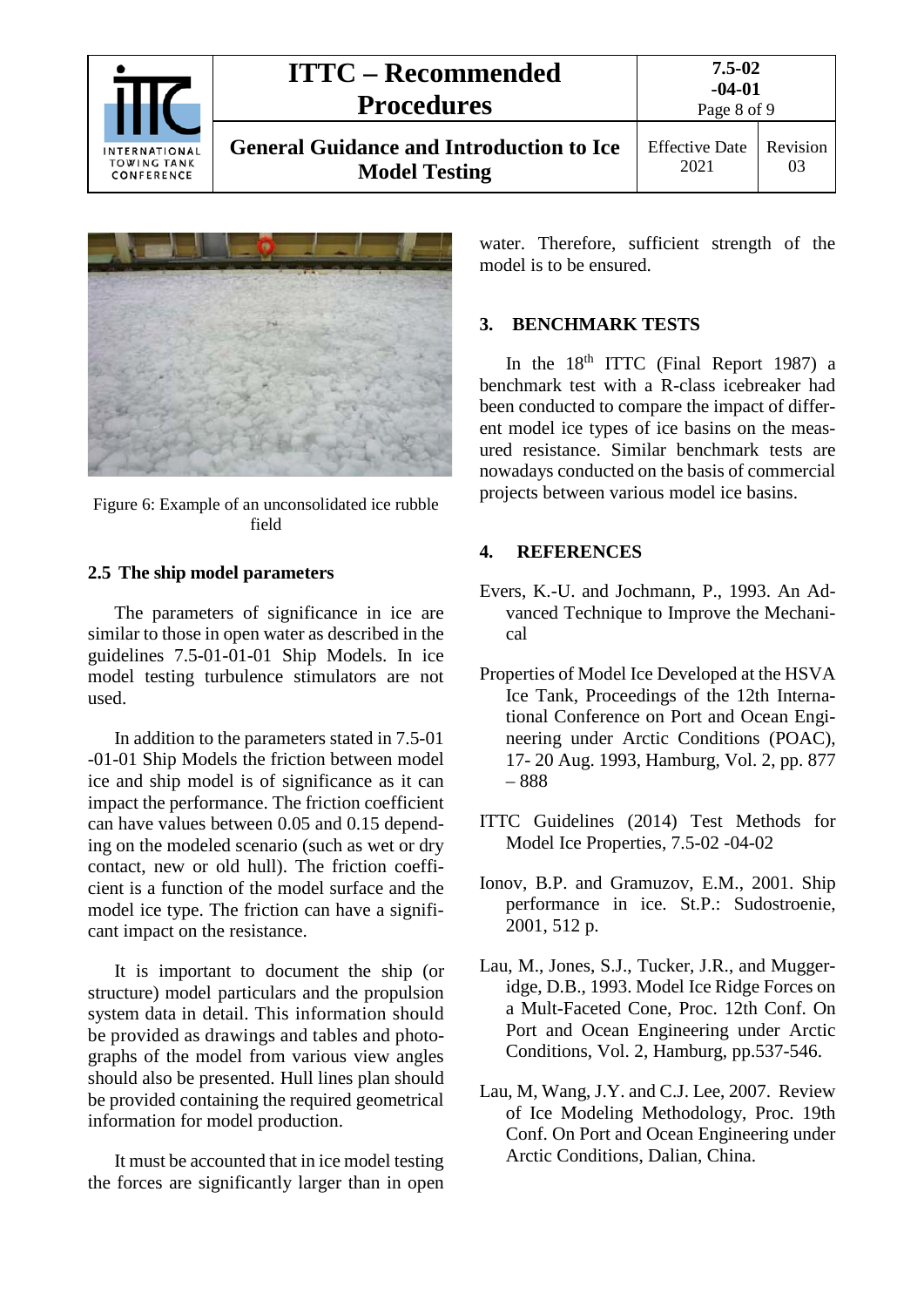Figure 6: Example of an unconsolidated ice rubble field

## 2.5 The ship model parameters

The parameters of significance in ice are similar to those in open water as described in the guidelines 7.5-01-01-01 Ship Models. In ice model testing turbulence stimulators are not used.

In addition to the parameters stated in 7.5-01 -01-01 Ship Models the friction between model ice and ship model is of significance as it can impact the performance. The friction coefficient can have values between 0.05 and 0.15 depending on the modeled scenario (such as wet or dry contact, new or old hull). The friction coefficient is a function of the model surface and the model ice type. The friction can have a significant impact on the resistance.

It is important to document the ship (or structure) model particulars and the propulsion system data in detail. This information should be provided as drawings and tables and photographs of the model from various view angles should also be presented. Hull lines plan should be provided containing the required geometrical information for model production.

It must be accounted that in ice model testing the forces are significantly larger than in open water. Therefore, sufficient strength of the model is to be ensured.

## 3. BENCHMARK TESTS

In the 18th ITTC (Final Report 1987) a benchmark test with a R-class icebreaker had been conducted to compare the impact of different model ice types of ice basins on the measured resistance. Similar benchmark tests are nowadays conducted on the basis of commercial projects between various model ice basins.

## 4. REFERENCES

Evers, K.-U. and Jochmann, P., 1993. An Advanced Technique to Improve the Mechanical

Properties of Model Ice Developed at the HSVA Ice Tank, Proceedings of the 12th International Conference on Port and Ocean Engineering under Arctic Conditions (POAC), 17- 20 Aug. 1993, Hamburg, Vol. 2, pp. 877 – 888

ITTC Guidelines (2014) Test Methods for Model Ice Properties, 7.5-02 -04-02

Ionov, B.P. and Gramuzov, E.M., 2001. Ship performance in ice. St.P.: Sudostroenie, 2001, 512 p.

Lau, M., Jones, S.J., Tucker, J.R., and Muggeridge, D.B., 1993. Model Ice Ridge Forces on a Mult-Faceted Cone, Proc. 12th Conf. On Port and Ocean Engineering under Arctic Conditions, Vol. 2, Hamburg, pp.537-546.

Lau, M, Wang, J.Y. and C.J. Lee, 2007. Review of Ice Modeling Methodology, Proc. 19th Conf. On Port and Ocean Engineering under Arctic Conditions, Dalian, China.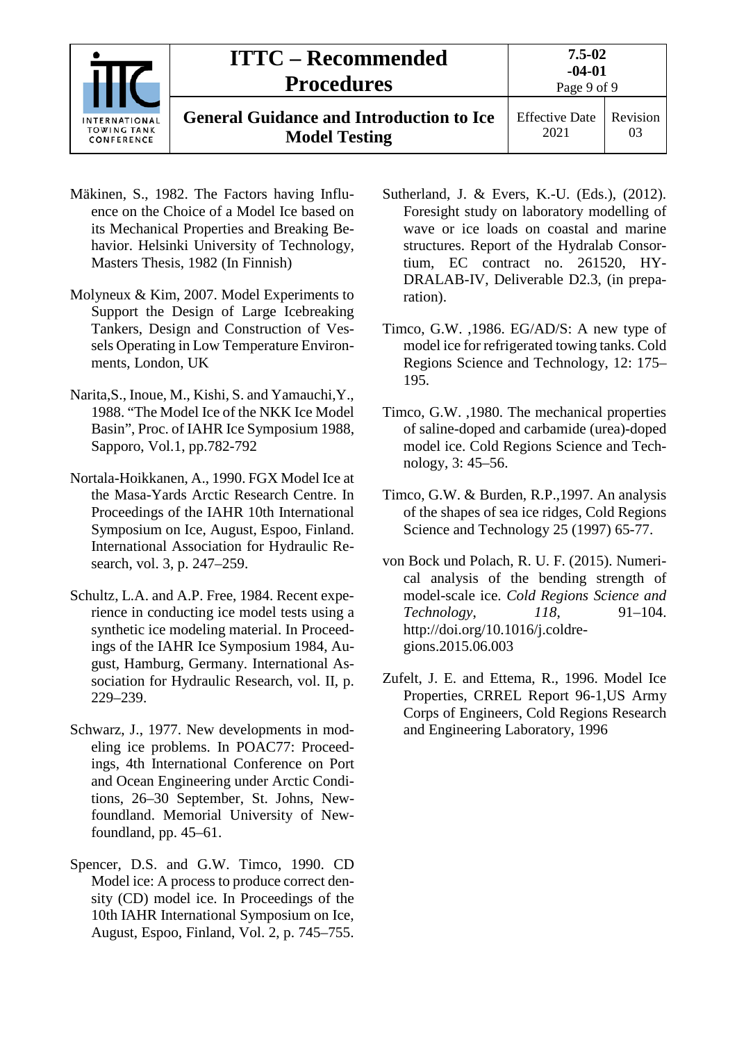Mäkinen, S., 1982. The Factors having Influence on the Choice of a Model Ice based on its Mechanical Properties and Breaking Behavior. Helsinki University of Technology, Masters Thesis, 1982 (In Finnish)

Molyneux & Kim, 2007. Model Experiments to Support the Design of Large Icebreaking Tankers, Design and Construction of Vessels Operating in Low Temperature Environments, London, UK

Narita,S., Inoue, M., Kishi, S. and Yamauchi,Y., 1988. "The Model Ice of the NKK Ice Model Basin", Proc. of IAHR Ice Symposium 1988, Sapporo, Vol.1, pp.782-792

Nortala-Hoikkanen, A., 1990. FGX Model Ice at the Masa-Yards Arctic Research Centre. In Proceedings of the IAHR 10th International Symposium on Ice, August, Espoo, Finland. International Association for Hydraulic Research, vol. 3, p. 247–259.

Schultz, L.A. and A.P. Free, 1984. Recent experience in conducting ice model tests using a synthetic ice modeling material. In Proceedings of the IAHR Ice Symposium 1984, August, Hamburg, Germany. International Association for Hydraulic Research, vol. II, p. 229–239.

Schwarz, J., 1977. New developments in modeling ice problems. In POAC77: Proceedings, 4th International Conference on Port and Ocean Engineering under Arctic Conditions, 26–30 September, St. Johns, Newfoundland. Memorial University of Newfoundland, pp. 45–61.

Spencer, D.S. and G.W. Timco, 1990. CD Model ice: A process to produce correct density (CD) model ice. In Proceedings of the 10th IAHR International Symposium on Ice, August, Espoo, Finland, Vol. 2, p. 745–755.

Sutherland, J. & Evers, K.-U. (Eds.), (2012). Foresight study on laboratory modelling of wave or ice loads on coastal and marine structures. Report of the Hydralab Consortium, EC contract no. 261520, HYDRALAB-IV, Deliverable D2.3, (in preparation).

Timco, G.W. ,1986. EG/AD/S: A new type of model ice for refrigerated towing tanks. Cold Regions Science and Technology, 12: 175–195.

Timco, G.W. ,1980. The mechanical properties of saline-doped and carbamide (urea)-doped model ice. Cold Regions Science and Technology, 3: 45–56.

Timco, G.W. & Burden, R.P.,1997. An analysis of the shapes of sea ice ridges, Cold Regions Science and Technology 25 (1997) 65-77.

von Bock und Polach, R. U. F. (2015). Numerical analysis of the bending strength of model-scale ice. *Cold Regions Science and Technology*, *118*, 91–104. http://doi.org/10.1016/j.coldregions.2015.06.003

Zufelt, J. E. and Ettema, R., 1996. Model Ice Properties, CRREL Report 96-1,US Army Corps of Engineers, Cold Regions Research and Engineering Laboratory, 1996